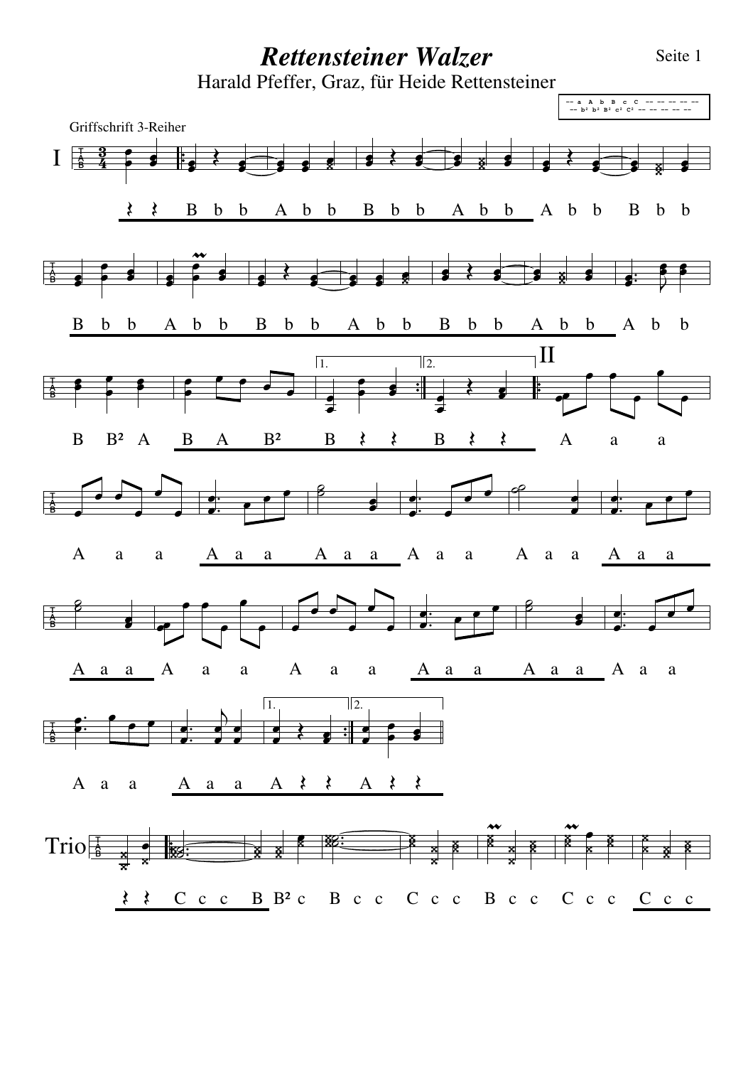# *Rettensteiner Walzer*

Harald Pfeffer, Graz, für Heide Rettensteiner

Griffschrift 3-Reiher

I

𝄽 𝄽 B b b A b b B b b A b b A b b B b b

B b b A b b B b b A b b B b b A b b A b b

B B² A B A B² B 𝄽 𝄽 B 𝄽 𝄽 A a a

II

A a a A a a A a a A a a A a a A a a

A a a A a a A a a A a a A a a A a a

A a a A a a A 𝄽 𝄽 A 𝄽 𝄽

Trio

𝄽 𝄽 C c c B B² c B c c C c c B c c C c c C c c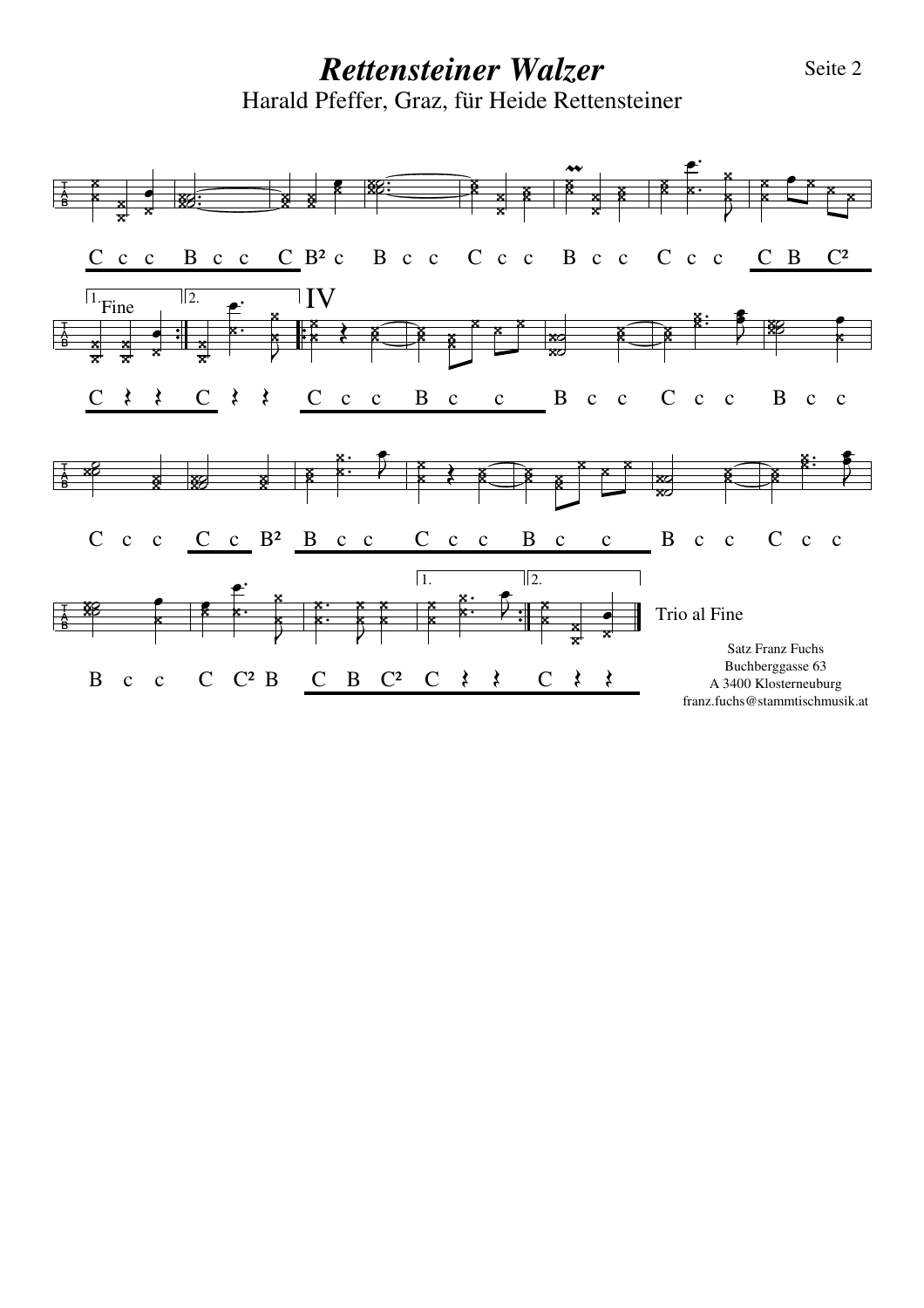# *Rettensteiner Walzer*

Harald Pfeffer, Graz, für Heide Rettensteiner

C c c B c c C B² c B c c C c c B c c C c c C B C²

1. Fine 2.

IV

C 𝄽 𝄽 C 𝄽 𝄽 C c c B c c B c c C c c B c c

C c c C c B² B c c C c c B c c B c c C c c

1. 2.

B c c C C² B C B C² C 𝄽 𝄽 C 𝄽 𝄽

Trio al Fine

Satz Franz Fuchs
Buchberggasse 63
A 3400 Klosterneuburg
franz.fuchs@stammtischmusik.at